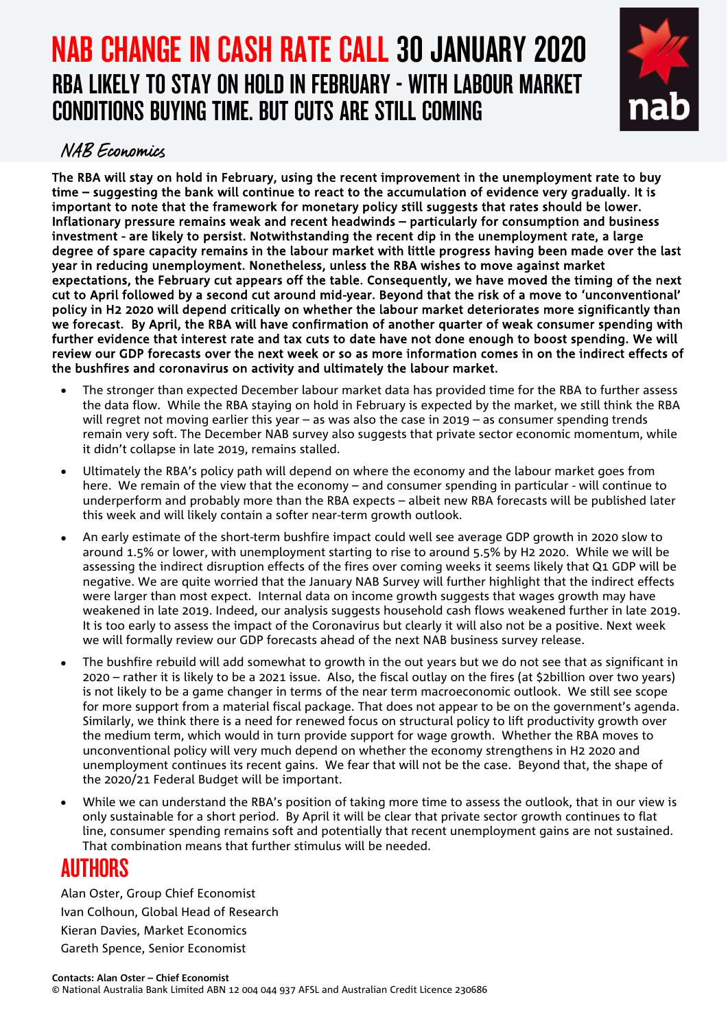# NAB CHANGE IN CASH RATE CALL 30 JANUARY 2020

## RBA LIKELY TO STAY ON HOLD IN FEBRUARY - WITH LABOUR MARKET CONDITIONS BUYING TIME. BUT CUTS ARE STILL COMING

*NAB Economics*

**The RBA will stay on hold in February, using the recent improvement in the unemployment rate to buy time – suggesting the bank will continue to react to the accumulation of evidence very gradually. It is important to note that the framework for monetary policy still suggests that rates should be lower. Inflationary pressure remains weak and recent headwinds – particularly for consumption and business investment - are likely to persist. Notwithstanding the recent dip in the unemployment rate, a large degree of spare capacity remains in the labour market with little progress having been made over the last year in reducing unemployment. Nonetheless, unless the RBA wishes to move against market expectations, the February cut appears off the table. Consequently, we have moved the timing of the next cut to April followed by a second cut around mid-year. Beyond that the risk of a move to 'unconventional' policy in H2 2020 will depend critically on whether the labour market deteriorates more significantly than we forecast. By April, the RBA will have confirmation of another quarter of weak consumer spending with further evidence that interest rate and tax cuts to date have not done enough to boost spending. We will review our GDP forecasts over the next week or so as more information comes in on the indirect effects of the bushfires and coronavirus on activity and ultimately the labour market.**

- The stronger than expected December labour market data has provided time for the RBA to further assess the data flow. While the RBA staying on hold in February is expected by the market, we still think the RBA will regret not moving earlier this year – as was also the case in 2019 – as consumer spending trends remain very soft. The December NAB survey also suggests that private sector economic momentum, while it didn't collapse in late 2019, remains stalled.
- Ultimately the RBA's policy path will depend on where the economy and the labour market goes from here. We remain of the view that the economy – and consumer spending in particular - will continue to underperform and probably more than the RBA expects – albeit new RBA forecasts will be published later this week and will likely contain a softer near-term growth outlook.
- An early estimate of the short-term bushfire impact could well see average GDP growth in 2020 slow to around 1.5% or lower, with unemployment starting to rise to around 5.5% by H2 2020. While we will be assessing the indirect disruption effects of the fires over coming weeks it seems likely that Q1 GDP will be negative. We are quite worried that the January NAB Survey will further highlight that the indirect effects were larger than most expect. Internal data on income growth suggests that wages growth may have weakened in late 2019. Indeed, our analysis suggests household cash flows weakened further in late 2019. It is too early to assess the impact of the Coronavirus but clearly it will also not be a positive. Next week we will formally review our GDP forecasts ahead of the next NAB business survey release.
- The bushfire rebuild will add somewhat to growth in the out years but we do not see that as significant in 2020 – rather it is likely to be a 2021 issue. Also, the fiscal outlay on the fires (at $2billion over two years) is not likely to be a game changer in terms of the near term macroeconomic outlook. We still see scope for more support from a material fiscal package. That does not appear to be on the government's agenda. Similarly, we think there is a need for renewed focus on structural policy to lift productivity growth over the medium term, which would in turn provide support for wage growth. Whether the RBA moves to unconventional policy will very much depend on whether the economy strengthens in H2 2020 and unemployment continues its recent gains. We fear that will not be the case. Beyond that, the shape of the 2020/21 Federal Budget will be important.
- While we can understand the RBA's position of taking more time to assess the outlook, that in our view is only sustainable for a short period. By April it will be clear that private sector growth continues to flat line, consumer spending remains soft and potentially that recent unemployment gains are not sustained. That combination means that further stimulus will be needed.

## AUTHORS

Alan Oster, Group Chief Economist
Ivan Colhoun, Global Head of Research
Kieran Davies, Market Economics
Gareth Spence, Senior Economist

**Contacts: Alan Oster – Chief Economist**
© National Australia Bank Limited ABN 12 004 044 937 AFSL and Australian Credit Licence 230686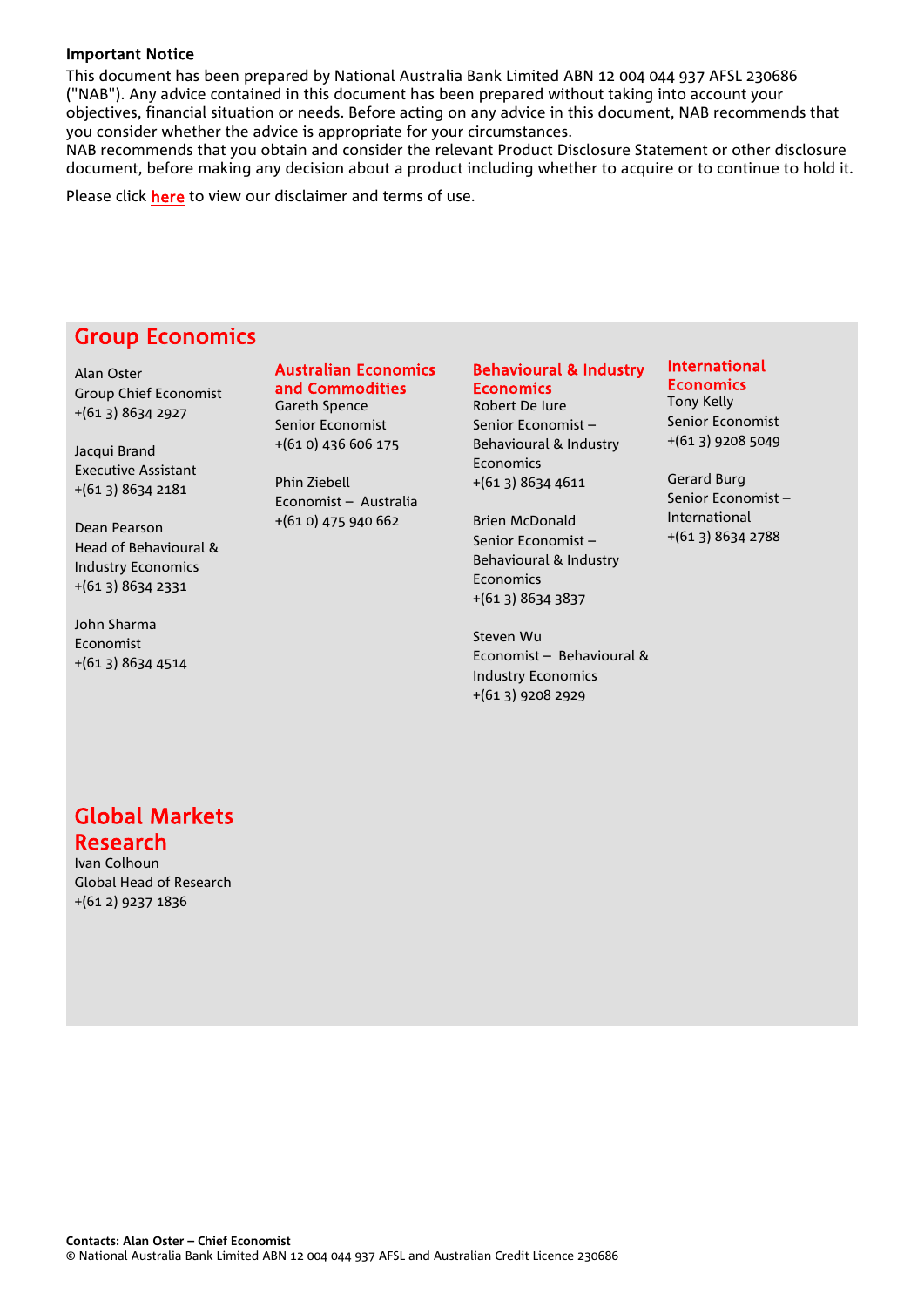**Important Notice**

This document has been prepared by National Australia Bank Limited ABN 12 004 044 937 AFSL 230686 ("NAB"). Any advice contained in this document has been prepared without taking into account your objectives, financial situation or needs. Before acting on any advice in this document, NAB recommends that you consider whether the advice is appropriate for your circumstances.
NAB recommends that you obtain and consider the relevant Product Disclosure Statement or other disclosure document, before making any decision about a product including whether to acquire or to continue to hold it.

Please click **here** to view our disclaimer and terms of use.

## Group Economics

Alan Oster
Group Chief Economist
+(61 3) 8634 2927

Jacqui Brand
Executive Assistant
+(61 3) 8634 2181

Dean Pearson
Head of Behavioural & Industry Economics
+(61 3) 8634 2331

John Sharma
Economist
+(61 3) 8634 4514

### Australian Economics and Commodities

Gareth Spence
Senior Economist
+(61 0) 436 606 175

Phin Ziebell
Economist – Australia
+(61 0) 475 940 662

### Behavioural & Industry Economics

Robert De Iure
Senior Economist – Behavioural & Industry Economics
+(61 3) 8634 4611

Brien McDonald
Senior Economist – Behavioural & Industry Economics
+(61 3) 8634 3837

Steven Wu
Economist – Behavioural & Industry Economics
+(61 3) 9208 2929

### International Economics

Tony Kelly
Senior Economist
+(61 3) 9208 5049

Gerard Burg
Senior Economist – International
+(61 3) 8634 2788

## Global Markets Research

Ivan Colhoun
Global Head of Research
+(61 2) 9237 1836

**Contacts: Alan Oster – Chief Economist**
© National Australia Bank Limited ABN 12 004 044 937 AFSL and Australian Credit Licence 230686